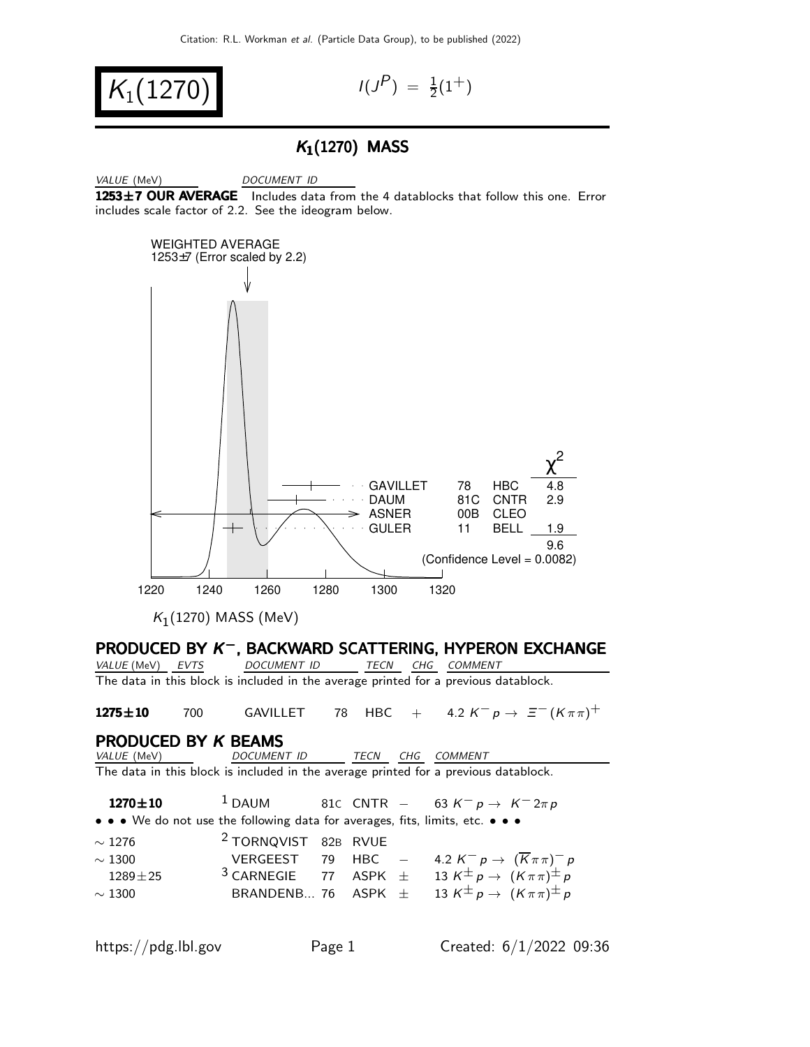# $K_1(1270)$

$I(J^P) = \frac{1}{2}(1^+)$

## $K_1(1270)$ MASS

| VALUE (MeV) | DOCUMENT ID |
|---|---|
| **1253±7 OUR AVERAGE** | Includes data from the 4 datablocks that follow this one. Error includes scale factor of 2.2. See the ideogram below. |

WEIGHTED AVERAGE
1253±7 (Error scaled by 2.2)

| | | | $\chi^2$ |
|---|---|---|---|
| GAVILLET | 78 | HBC | 4.8 |
| DAUM | 81C | CNTR | 2.9 |
| ASNER | 00B | CLEO | |
| GULER | 11 | BELL | 1.9 |
| | | | 9.6 |

(Confidence Level = 0.0082)

1220 1240 1260 1280 1300 1320

$K_1(1270)$ MASS (MeV)

### PRODUCED BY $K^-$, BACKWARD SCATTERING, HYPERON EXCHANGE

| VALUE (MeV) | EVTS | DOCUMENT ID | | TECN | CHG | COMMENT |
|---|---|---|---|---|---|---|
| The data in this block is included in the average printed for a previous datablock. | | | | | | |
| **1275±10** | 700 | GAVILLET | 78 | HBC | + | 4.2 $K^- p \to \Xi^- (K\pi\pi)^+$ |

### PRODUCED BY $K$ BEAMS

| VALUE (MeV) | DOCUMENT ID | | TECN | CHG | COMMENT |
|---|---|---|---|---|---|
| The data in this block is included in the average printed for a previous datablock. | | | | | |
| **1270±10** | [1] DAUM | 81C | CNTR | − | 63 $K^- p \to K^- 2\pi p$ |
| • • • We do not use the following data for averages, fits, limits, etc. • • • | | | | | |
| ~ 1276 | [2] TORNQVIST | 82B | RVUE | | |
| ~ 1300 | VERGEEST | 79 | HBC | − | 4.2 $K^- p \to (\overline{K}\pi\pi)^- p$ |
| 1289±25 | [3] CARNEGIE | 77 | ASPK | ± | 13 $K^\pm p \to (K\pi\pi)^\pm p$ |
| ~ 1300 | BRANDENB... | 76 | ASPK | ± | 13 $K^\pm p \to (K\pi\pi)^\pm p$ |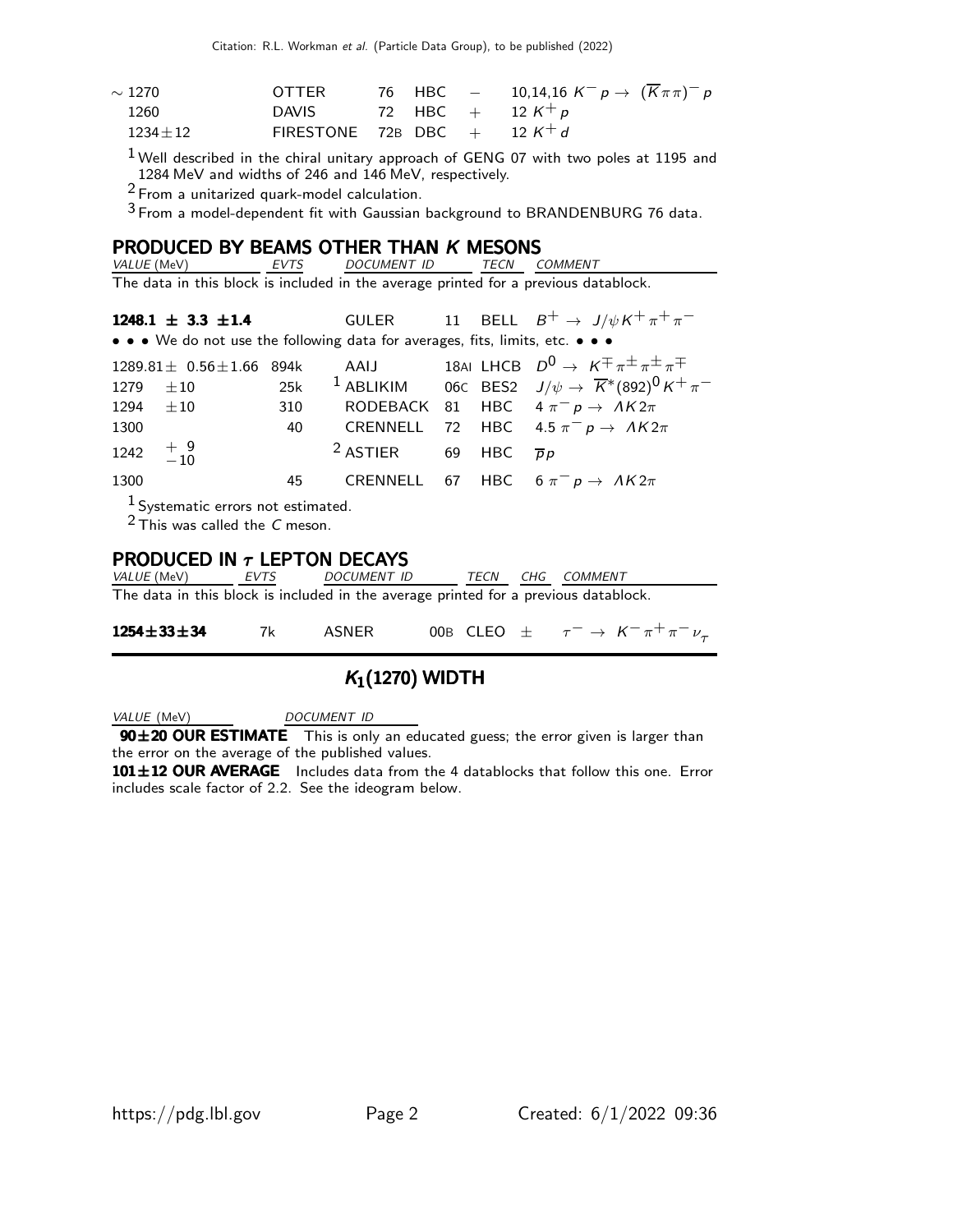| VALUE (MeV) | EVTS | DOCUMENT ID | | TECN | CHG | COMMENT |
|---|---|---|---|---|---|---|
| $\sim 1270$ | | OTTER | 76 | HBC | $-$ | 10,14,16 $K^- p \to (\overline{K}\pi\pi)^- p$ |
| 1260 | | DAVIS | 72 | HBC | $+$ | 12 $K^+ p$ |
| $1234 \pm 12$ | | FIRESTONE | 72B | DBC | $+$ | 12 $K^+ d$ |

[1] Well described in the chiral unitary approach of GENG 07 with two poles at 1195 and 1284 MeV and widths of 246 and 146 MeV, respectively.

[2] From a unitarized quark-model calculation.

[3] From a model-dependent fit with Gaussian background to BRANDENBURG 76 data.

## PRODUCED BY BEAMS OTHER THAN $K$ MESONS

The data in this block is included in the average printed for a previous datablock.

| VALUE (MeV) | EVTS | DOCUMENT ID | | TECN | COMMENT |
|---|---|---|---|---|---|
| **1248.1 ± 3.3 ± 1.4** | | GULER | 11 | BELL | $B^+ \to J/\psi K^+ \pi^+ \pi^-$ |
| • • • We do not use the following data for averages, fits, limits, etc. • • • | | | | | |
| $1289.81 \pm 0.56 \pm 1.66$ | 894k | AAIJ | 18AI | LHCB | $D^0 \to K^\mp \pi^\pm \pi^\pm \pi^\mp$ |
| $1279 \pm 10$ | 25k | [1] ABLIKIM | 06C | BES2 | $J/\psi \to \overline{K}^*(892)^0 K^+ \pi^-$ |
| $1294 \pm 10$ | 310 | RODEBACK | 81 | HBC | $4\ \pi^- p \to \Lambda K 2\pi$ |
| 1300 | 40 | CRENNELL | 72 | HBC | $4.5\ \pi^- p \to \Lambda K 2\pi$ |
| $1242\ ^{+9}_{-10}$ | | [2] ASTIER | 69 | HBC | $\overline{p} p$ |
| 1300 | 45 | CRENNELL | 67 | HBC | $6\ \pi^- p \to \Lambda K 2\pi$ |

[1] Systematic errors not estimated.

[2] This was called the $C$ meson.

## PRODUCED IN $\tau$ LEPTON DECAYS

The data in this block is included in the average printed for a previous datablock.

| VALUE (MeV) | EVTS | DOCUMENT ID | | TECN | CHG | COMMENT |
|---|---|---|---|---|---|---|
| **1254 ± 33 ± 34** | 7k | ASNER | 00B | CLEO | $\pm$ | $\tau^- \to K^- \pi^+ \pi^- \nu_\tau$ |

## $K_1(1270)$ WIDTH

| VALUE (MeV) | DOCUMENT ID |
|---|---|

**90 ± 20 OUR ESTIMATE** This is only an educated guess; the error given is larger than the error on the average of the published values.

**101 ± 12 OUR AVERAGE** Includes data from the 4 datablocks that follow this one. Error includes scale factor of 2.2. See the ideogram below.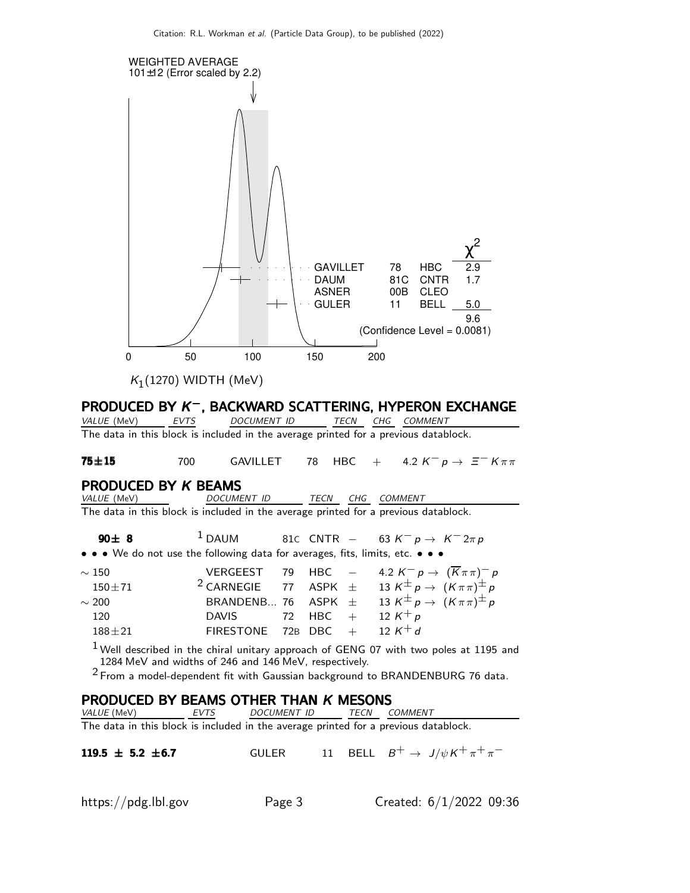WEIGHTED AVERAGE
101±12 (Error scaled by 2.2)

| | | | $\chi^2$ |
|---|---|---|---|
| GAVILLET | 78 | HBC | 2.9 |
| DAUM | 81C | CNTR | 1.7 |
| ASNER | 00B | CLEO | |
| GULER | 11 | BELL | 5.0 |
| | | | 9.6 |

(Confidence Level = 0.0081)

0 50 100 150 200

$K_1(1270)$ WIDTH (MeV)

## PRODUCED BY $K^-$, BACKWARD SCATTERING, HYPERON EXCHANGE

| *VALUE* (MeV) | *EVTS* | *DOCUMENT ID* | | *TECN* | *CHG* | *COMMENT* |
|---|---|---|---|---|---|---|

The data in this block is included in the average printed for a previous datablock.

| | | | | | | |
|---|---|---|---|---|---|---|
| **75±15** | 700 | GAVILLET | 78 | HBC | + | 4.2 $K^- p \to \Xi^- K \pi \pi$ |

## PRODUCED BY $K$ BEAMS

| *VALUE* (MeV) | *DOCUMENT ID* | | *TECN* | *CHG* | *COMMENT* |
|---|---|---|---|---|---|

The data in this block is included in the average printed for a previous datablock.

| | | | | | |
|---|---|---|---|---|---|
| **90± 8** | [1] DAUM | 81C | CNTR | − | 63 $K^- p \to K^- 2\pi p$ |

• • • We do not use the following data for averages, fits, limits, etc. • • •

| | | | | | |
|---|---|---|---|---|---|
| ∼ 150 | VERGEEST | 79 | HBC | − | 4.2 $K^- p \to (\overline{K}\pi\pi)^- p$ |
| 150±71 | [2] CARNEGIE | 77 | ASPK | ± | 13 $K^\pm p \to (K\pi\pi)^\pm p$ |
| ∼ 200 | BRANDENB... | 76 | ASPK | ± | 13 $K^\pm p \to (K\pi\pi)^\pm p$ |
| 120 | DAVIS | 72 | HBC | + | 12 $K^+ p$ |
| 188±21 | FIRESTONE | 72B | DBC | + | 12 $K^+ d$ |

[1] Well described in the chiral unitary approach of GENG 07 with two poles at 1195 and 1284 MeV and widths of 246 and 146 MeV, respectively.

[2] From a model-dependent fit with Gaussian background to BRANDENBURG 76 data.

## PRODUCED BY BEAMS OTHER THAN $K$ MESONS

| *VALUE* (MeV) | *EVTS* | *DOCUMENT ID* | | *TECN* | *COMMENT* |
|---|---|---|---|---|---|

The data in this block is included in the average printed for a previous datablock.

| | | | | | |
|---|---|---|---|---|---|
| **119.5 ± 5.2 ±6.7** | | GULER | 11 | BELL | $B^+ \to J/\psi K^+ \pi^+ \pi^-$ |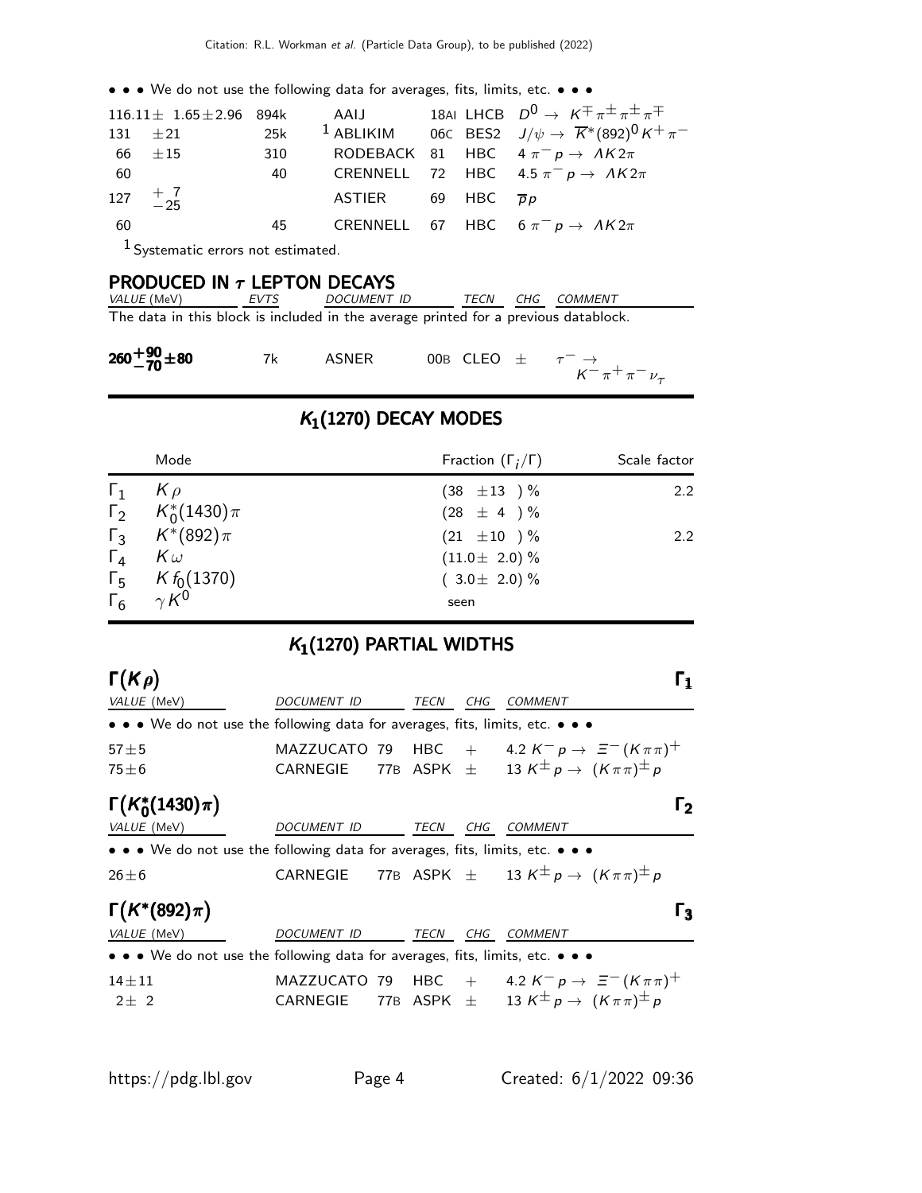• • • We do not use the following data for averages, fits, limits, etc. • • •

| VALUE | EVTS | DOCUMENT ID | | TECN | COMMENT |
|---|---|---|---|---|---|
| $116.11 \pm 1.65 \pm 2.96$ | 894k | AAIJ | 18AI | LHCB | $D^0 \to K^\mp \pi^\pm \pi^\pm \pi^\mp$ |
| $131 \pm 21$ | 25k | [1] ABLIKIM | 06C | BES2 | $J/\psi \to \overline{K}^*(892)^0 K^+ \pi^-$ |
| $66 \pm 15$ | 310 | RODEBACK | 81 | HBC | $4\ \pi^- p \to \Lambda K 2\pi$ |
| 60 | 40 | CRENNELL | 72 | HBC | $4.5\ \pi^- p \to \Lambda K 2\pi$ |
| $127\ ^{+7}_{-25}$ | | ASTIER | 69 | HBC | $\overline{p} p$ |
| 60 | 45 | CRENNELL | 67 | HBC | $6\ \pi^- p \to \Lambda K 2\pi$ |

[1] Systematic errors not estimated.

### PRODUCED IN $\tau$ LEPTON DECAYS

| VALUE (MeV) | EVTS | DOCUMENT ID | | TECN | CHG | COMMENT |
|---|---|---|---|---|---|---|

The data in this block is included in the average printed for a previous datablock.

| | | | | | | |
|---|---|---|---|---|---|---|
| $\mathbf{260^{+90}_{-70} \pm 80}$ | 7k | ASNER | 00B | CLEO | $\pm$ | $\tau^- \to K^- \pi^+ \pi^- \nu_\tau$ |

## $K_1(1270)$ DECAY MODES

| | Mode | Fraction ($\Gamma_i/\Gamma$) | Scale factor |
|---|---|---|---|
| $\Gamma_1$ | $K\rho$ | $(38 \pm 13)$ % | 2.2 |
| $\Gamma_2$ | $K_0^*(1430)\pi$ | $(28 \pm 4)$ % | |
| $\Gamma_3$ | $K^*(892)\pi$ | $(21 \pm 10)$ % | 2.2 |
| $\Gamma_4$ | $K\omega$ | $(11.0 \pm 2.0)$ % | |
| $\Gamma_5$ | $K f_0(1370)$ | $(3.0 \pm 2.0)$ % | |
| $\Gamma_6$ | $\gamma K^0$ | seen | |

## $K_1(1270)$ PARTIAL WIDTHS

### $\Gamma(K\rho)$ — $\Gamma_1$

| VALUE (MeV) | DOCUMENT ID | | TECN | CHG | COMMENT |
|---|---|---|---|---|---|

• • • We do not use the following data for averages, fits, limits, etc. • • •

| | | | | | |
|---|---|---|---|---|---|
| $57 \pm 5$ | MAZZUCATO | 79 | HBC | $+$ | $4.2\ K^- p \to \Xi^- (K\pi\pi)^+$ |
| $75 \pm 6$ | CARNEGIE | 77B | ASPK | $\pm$ | $13\ K^\pm p \to (K\pi\pi)^\pm p$ |

### $\Gamma(K_0^*(1430)\pi)$ — $\Gamma_2$

| VALUE (MeV) | DOCUMENT ID | | TECN | CHG | COMMENT |
|---|---|---|---|---|---|

• • • We do not use the following data for averages, fits, limits, etc. • • •

| | | | | | |
|---|---|---|---|---|---|
| $26 \pm 6$ | CARNEGIE | 77B | ASPK | $\pm$ | $13\ K^\pm p \to (K\pi\pi)^\pm p$ |

### $\Gamma(K^*(892)\pi)$ — $\Gamma_3$

| VALUE (MeV) | DOCUMENT ID | | TECN | CHG | COMMENT |
|---|---|---|---|---|---|

• • • We do not use the following data for averages, fits, limits, etc. • • •

| | | | | | |
|---|---|---|---|---|---|
| $14 \pm 11$ | MAZZUCATO | 79 | HBC | $+$ | $4.2\ K^- p \to \Xi^- (K\pi\pi)^+$ |
| $2 \pm 2$ | CARNEGIE | 77B | ASPK | $\pm$ | $13\ K^\pm p \to (K\pi\pi)^\pm p$ |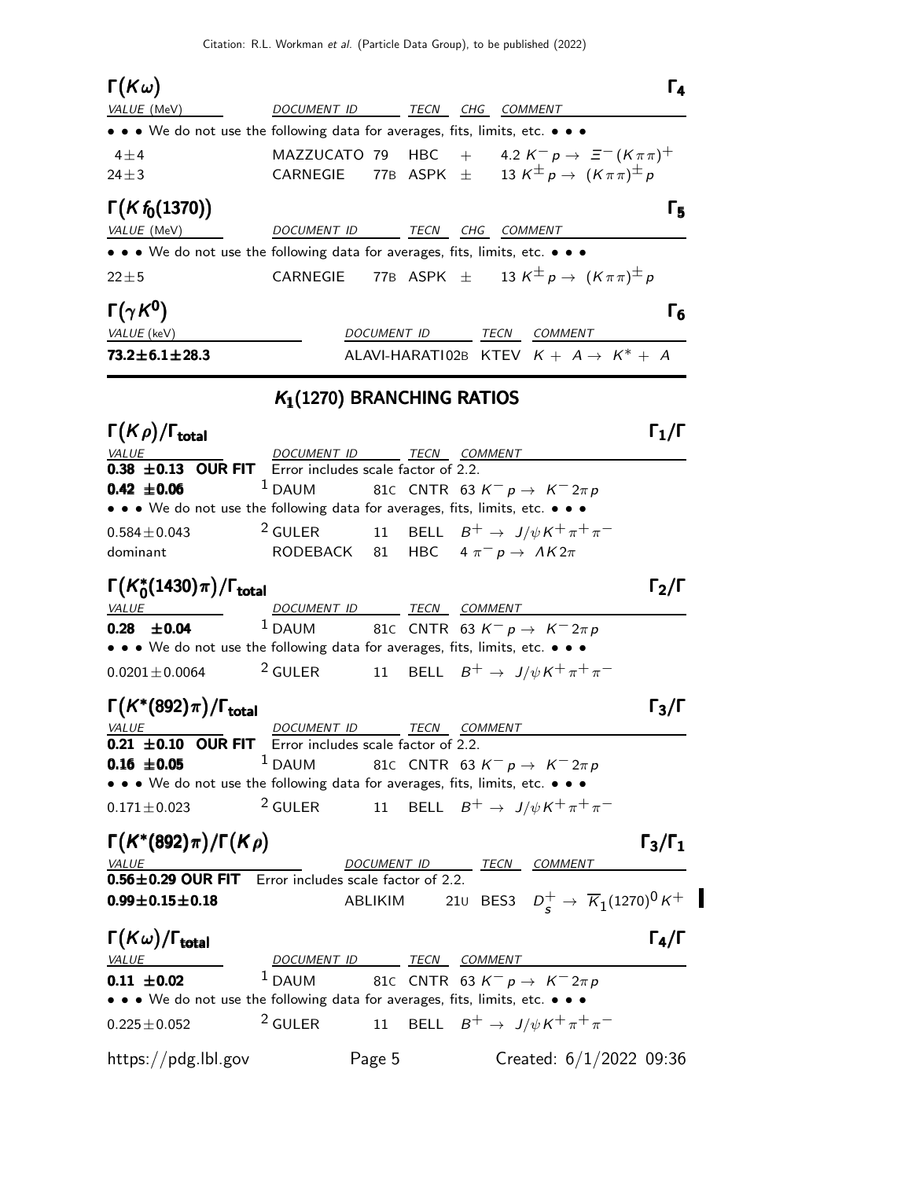### $\Gamma(K\omega)$ — $\Gamma_4$

| VALUE (MeV) | DOCUMENT ID | | TECN | CHG | COMMENT |
|---|---|---|---|---|---|
| • • • We do not use the following data for averages, fits, limits, etc. • • • | | | | | |
| $4\pm4$ | MAZZUCATO | 79 | HBC | $+$ | 4.2 $K^- p \to \Xi^- (K\pi\pi)^+$ |
| $24\pm3$ | CARNEGIE | 77B | ASPK | $\pm$ | 13 $K^\pm p \to (K\pi\pi)^\pm p$ |

### $\Gamma(K f_0(1370))$ — $\Gamma_5$

| VALUE (MeV) | DOCUMENT ID | | TECN | CHG | COMMENT |
|---|---|---|---|---|---|
| • • • We do not use the following data for averages, fits, limits, etc. • • • | | | | | |
| $22\pm5$ | CARNEGIE | 77B | ASPK | $\pm$ | 13 $K^\pm p \to (K\pi\pi)^\pm p$ |

### $\Gamma(\gamma K^0)$ — $\Gamma_6$

| VALUE (keV) | DOCUMENT ID | | TECN | COMMENT |
|---|---|---|---|---|
| **$73.2\pm6.1\pm28.3$** | ALAVI-HARATI | 02B | KTEV | $K + A \to K^* + A$ |

## $K_1(1270)$ BRANCHING RATIOS

### $\Gamma(K\rho)/\Gamma_{\text{total}}$ — $\Gamma_1/\Gamma$

| VALUE | DOCUMENT ID | | TECN | COMMENT |
|---|---|---|---|---|
| **$0.38\pm0.13$ OUR FIT** | Error includes scale factor of 2.2. | | | |
| **$0.42\pm0.06$** | DAUM [1] | 81C | CNTR | 63 $K^- p \to K^- 2\pi p$ |
| • • • We do not use the following data for averages, fits, limits, etc. • • • | | | | |
| $0.584\pm0.043$ | GULER [2] | 11 | BELL | $B^+ \to J/\psi K^+ \pi^+ \pi^-$ |
| dominant | RODEBACK | 81 | HBC | 4 $\pi^- p \to \Lambda K 2\pi$ |

### $\Gamma(K_0^*(1430)\pi)/\Gamma_{\text{total}}$ — $\Gamma_2/\Gamma$

| VALUE | DOCUMENT ID | | TECN | COMMENT |
|---|---|---|---|---|
| **$0.28\pm0.04$** | DAUM [1] | 81C | CNTR | 63 $K^- p \to K^- 2\pi p$ |
| • • • We do not use the following data for averages, fits, limits, etc. • • • | | | | |
| $0.0201\pm0.0064$ | GULER [2] | 11 | BELL | $B^+ \to J/\psi K^+ \pi^+ \pi^-$ |

### $\Gamma(K^*(892)\pi)/\Gamma_{\text{total}}$ — $\Gamma_3/\Gamma$

| VALUE | DOCUMENT ID | | TECN | COMMENT |
|---|---|---|---|---|
| **$0.21\pm0.10$ OUR FIT** | Error includes scale factor of 2.2. | | | |
| **$0.16\pm0.05$** | DAUM [1] | 81C | CNTR | 63 $K^- p \to K^- 2\pi p$ |
| • • • We do not use the following data for averages, fits, limits, etc. • • • | | | | |
| $0.171\pm0.023$ | GULER [2] | 11 | BELL | $B^+ \to J/\psi K^+ \pi^+ \pi^-$ |

### $\Gamma(K^*(892)\pi)/\Gamma(K\rho)$ — $\Gamma_3/\Gamma_1$

| VALUE | DOCUMENT ID | | TECN | COMMENT |
|---|---|---|---|---|
| **$0.56\pm0.29$ OUR FIT** | Error includes scale factor of 2.2. | | | |
| **$0.99\pm0.15\pm0.18$** | ABLIKIM | 21U | BES3 | $D_s^+ \to \overline{K}_1(1270)^0 K^+$ |

### $\Gamma(K\omega)/\Gamma_{\text{total}}$ — $\Gamma_4/\Gamma$

| VALUE | DOCUMENT ID | | TECN | COMMENT |
|---|---|---|---|---|
| **$0.11\pm0.02$** | DAUM [1] | 81C | CNTR | 63 $K^- p \to K^- 2\pi p$ |
| • • • We do not use the following data for averages, fits, limits, etc. • • • | | | | |
| $0.225\pm0.052$ | GULER [2] | 11 | BELL | $B^+ \to J/\psi K^+ \pi^+ \pi^-$ |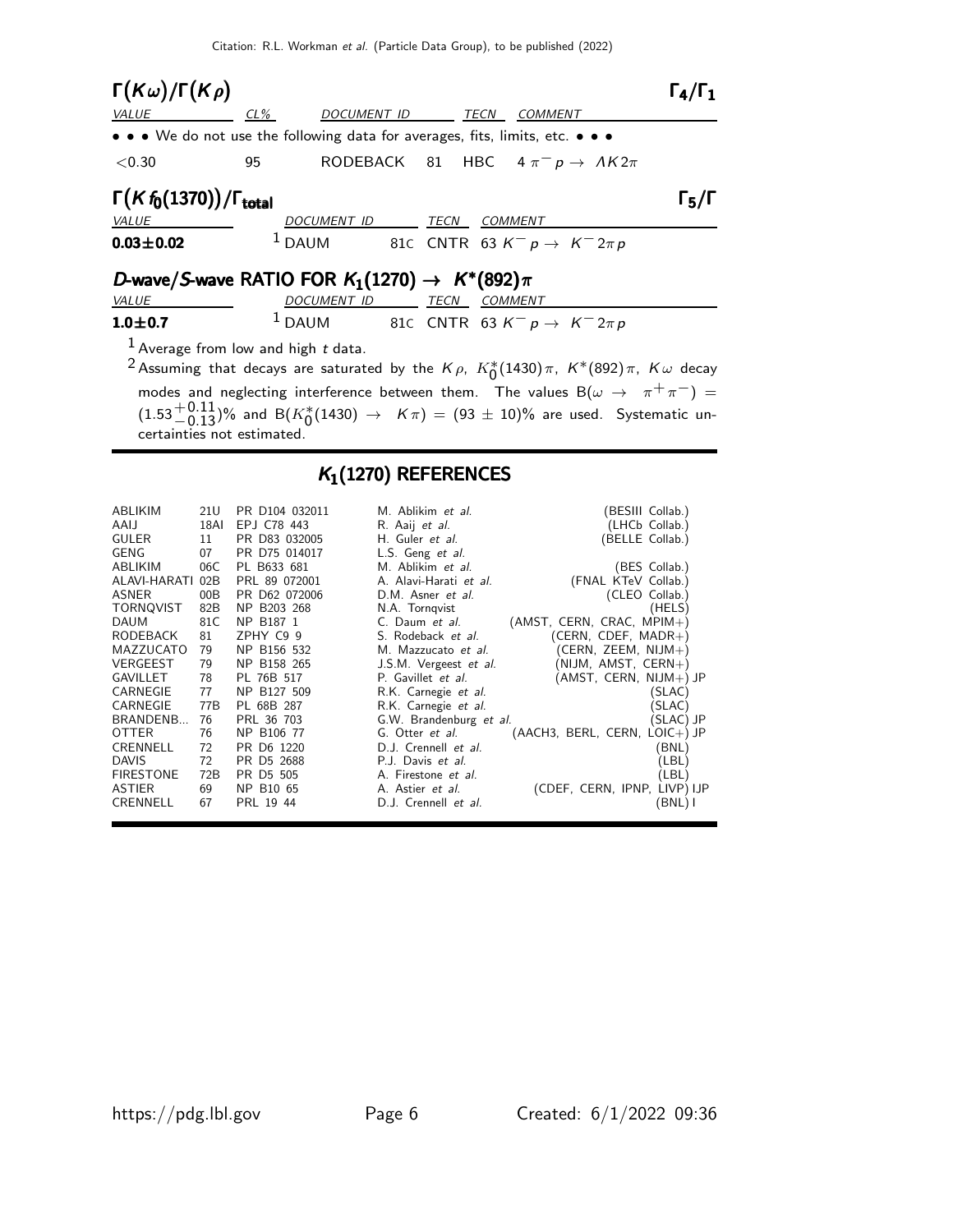## $\Gamma(K\omega)/\Gamma(K\rho)$ $\Gamma_4/\Gamma_1$

| VALUE | CL% | DOCUMENT ID | | TECN | COMMENT |
|---|---|---|---|---|---|
| • • • We do not use the following data for averages, fits, limits, etc. • • • | | | | | |
| <0.30 | 95 | RODEBACK | 81 | HBC | $4\ \pi^- p \to \Lambda K 2\pi$ |

## $\Gamma(K f_0(1370))/\Gamma_{\text{total}}$ $\Gamma_5/\Gamma$

| VALUE | DOCUMENT ID | | TECN | COMMENT |
|---|---|---|---|---|
| **0.03±0.02** | [1] DAUM | 81C | CNTR | $63\ K^- p \to K^- 2\pi p$ |

## D-wave/S-wave RATIO FOR $K_1(1270) \to K^*(892)\pi$

| VALUE | DOCUMENT ID | | TECN | COMMENT |
|---|---|---|---|---|
| **1.0±0.7** | [1] DAUM | 81C | CNTR | $63\ K^- p \to K^- 2\pi p$ |

[1] Average from low and high $t$ data.

[2] Assuming that decays are saturated by the $K\rho$, $K_0^*(1430)\pi$, $K^*(892)\pi$, $K\omega$ decay modes and neglecting interference between them. The values $B(\omega \to \pi^+\pi^-) = (1.53^{+0.11}_{-0.13})\%$ and $B(K_0^*(1430) \to K\pi) = (93 \pm 10)\%$ are used. Systematic uncertainties not estimated.

# $K_1(1270)$ REFERENCES

| | | | | |
|---|---|---|---|---|
| ABLIKIM | 21U | PR D104 032011 | M. Ablikim *et al.* | (BESIII Collab.) |
| AAIJ | 18AI | EPJ C78 443 | R. Aaij *et al.* | (LHCb Collab.) |
| GULER | 11 | PR D83 032005 | H. Guler *et al.* | (BELLE Collab.) |
| GENG | 07 | PR D75 014017 | L.S. Geng *et al.* | |
| ABLIKIM | 06C | PL B633 681 | M. Ablikim *et al.* | (BES Collab.) |
| ALAVI-HARATI | 02B | PRL 89 072001 | A. Alavi-Harati *et al.* | (FNAL KTeV Collab.) |
| ASNER | 00B | PR D62 072006 | D.M. Asner *et al.* | (CLEO Collab.) |
| TORNQVIST | 82B | NP B203 268 | N.A. Tornqvist | (HELS) |
| DAUM | 81C | NP B187 1 | C. Daum *et al.* | (AMST, CERN, CRAC, MPIM+) |
| RODEBACK | 81 | ZPHY C9 9 | S. Rodeback *et al.* | (CERN, CDEF, MADR+) |
| MAZZUCATO | 79 | NP B156 532 | M. Mazzucato *et al.* | (CERN, ZEEM, NIJM+) |
| VERGEEST | 79 | NP B158 265 | J.S.M. Vergeest *et al.* | (NIJM, AMST, CERN+) |
| GAVILLET | 78 | PL 76B 517 | P. Gavillet *et al.* | (AMST, CERN, NIJM+) JP |
| CARNEGIE | 77 | NP B127 509 | R.K. Carnegie *et al.* | (SLAC) |
| CARNEGIE | 77B | PL 68B 287 | R.K. Carnegie *et al.* | (SLAC) |
| BRANDENB... | 76 | PRL 36 703 | G.W. Brandenburg *et al.* | (SLAC) JP |
| OTTER | 76 | NP B106 77 | G. Otter *et al.* | (AACH3, BERL, CERN, LOIC+) JP |
| CRENNELL | 72 | PR D6 1220 | D.J. Crennell *et al.* | (BNL) |
| DAVIS | 72 | PR D5 2688 | P.J. Davis *et al.* | (LBL) |
| FIRESTONE | 72B | PR D5 505 | A. Firestone *et al.* | (LBL) |
| ASTIER | 69 | NP B10 65 | A. Astier *et al.* | (CDEF, CERN, IPNP, LIVP) IJP |
| CRENNELL | 67 | PRL 19 44 | D.J. Crennell *et al.* | (BNL) I |